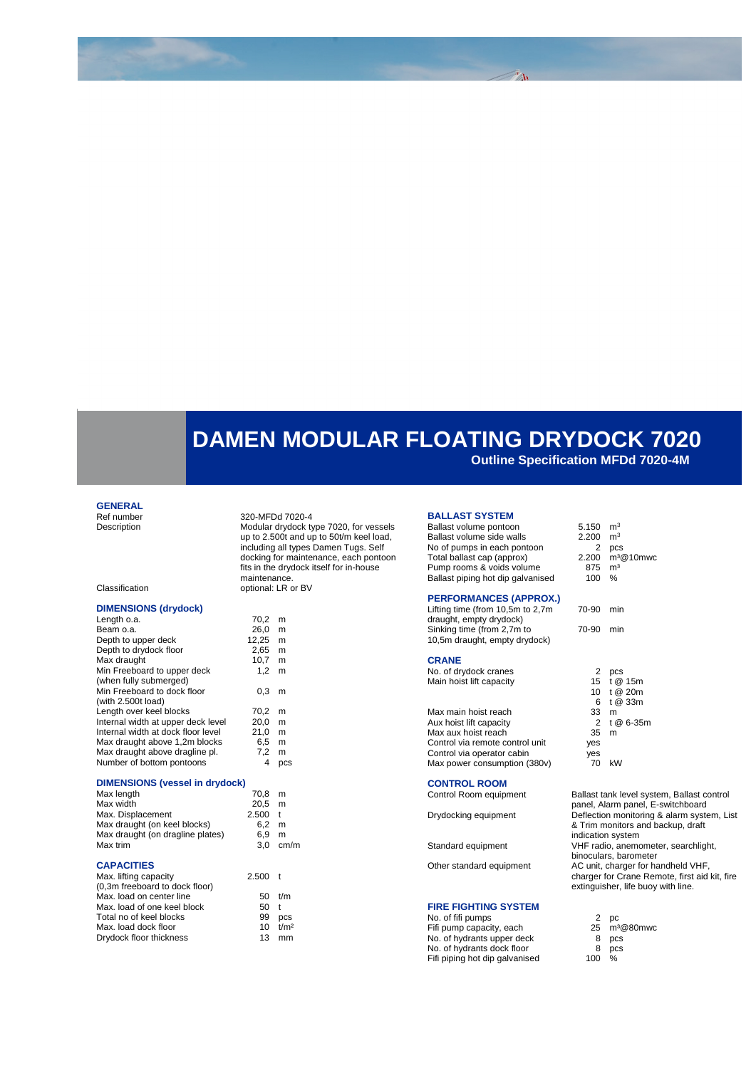# DAMEN MODULAR FLOATING DRYDOCK 7020

## Outline Specification MFDd 7020-4M

### GENERAL

| | |
|---|---|
| Ref number | 320-MFDd 7020-4 |
| Description | Modular drydock type 7020, for vessels up to 2.500t and up to 50t/m keel load, including all types Damen Tugs. Self docking for maintenance, each pontoon fits in the drydock itself for in-house maintenance. |
| Classification | optional: LR or BV |

### DIMENSIONS (drydock)

| | | |
|---|---|---|
| Length o.a. | 70,2 | m |
| Beam o.a. | 26,0 | m |
| Depth to upper deck | 12,25 | m |
| Depth to drydock floor | 2,65 | m |
| Max draught | 10,7 | m |
| Min Freeboard to upper deck (when fully submerged) | 1,2 | m |
| Min Freeboard to dock floor (with 2.500t load) | 0,3 | m |
| Length over keel blocks | 70,2 | m |
| Internal width at upper deck level | 20,0 | m |
| Internal width at dock floor level | 21,0 | m |
| Max draught above 1,2m blocks | 6,5 | m |
| Max draught above dragline pl. | 7,2 | m |
| Number of bottom pontoons | 4 | pcs |

### DIMENSIONS (vessel in drydock)

| | | |
|---|---|---|
| Max length | 70,8 | m |
| Max width | 20,5 | m |
| Max. Displacement | 2.500 | t |
| Max draught (on keel blocks) | 6,2 | m |
| Max draught (on dragline plates) | 6,9 | m |
| Max trim | 3,0 | cm/m |

### CAPACITIES

| | | |
|---|---|---|
| Max. lifting capacity (0,3m freeboard to dock floor) | 2.500 | t |
| Max. load on center line | 50 | t/m |
| Max. load of one keel block | 50 | t |
| Total no of keel blocks | 99 | pcs |
| Max. load dock floor | 10 | t/m² |
| Drydock floor thickness | 13 | mm |

### BALLAST SYSTEM

| | | |
|---|---|---|
| Ballast volume pontoon | 5.150 | m³ |
| Ballast volume side walls | 2.200 | m³ |
| No of pumps in each pontoon | 2 | pcs |
| Total ballast cap (approx) | 2.200 | m³@10mwc |
| Pump rooms & voids volume | 875 | m³ |
| Ballast piping hot dip galvanised | 100 | % |

### PERFORMANCES (APPROX.)

| | | |
|---|---|---|
| Lifting time (from 10,5m to 2,7m draught, empty drydock) | 70-90 | min |
| Sinking time (from 2,7m to 10,5m draught, empty drydock) | 70-90 | min |

### CRANE

| | | |
|---|---|---|
| No. of drydock cranes | 2 | pcs |
| Main hoist lift capacity | 15 | t @ 15m |
| | 10 | t @ 20m |
| | 6 | t @ 33m |
| Max main hoist reach | 33 | m |
| Aux hoist lift capacity | 2 | t @ 6-35m |
| Max aux hoist reach | 35 | m |
| Control via remote control unit | yes | |
| Control via operator cabin | yes | |
| Max power consumption (380v) | 70 | kW |

### CONTROL ROOM

| | |
|---|---|
| Control Room equipment | Ballast tank level system, Ballast control panel, Alarm panel, E-switchboard |
| Drydocking equipment | Deflection monitoring & alarm system, List & Trim monitors and backup, draft indication system |
| Standard equipment | VHF radio, anemometer, searchlight, binoculars, barometer |
| Other standard equipment | AC unit, charger for handheld VHF, charger for Crane Remote, first aid kit, fire extinguisher, life buoy with line. |

### FIRE FIGHTING SYSTEM

| | | |
|---|---|---|
| No. of fifi pumps | 2 | pc |
| Fifi pump capacity, each | 25 | m³@80mwc |
| No. of hydrants upper deck | 8 | pcs |
| No. of hydrants dock floor | 8 | pcs |
| Fifi piping hot dip galvanised | 100 | % |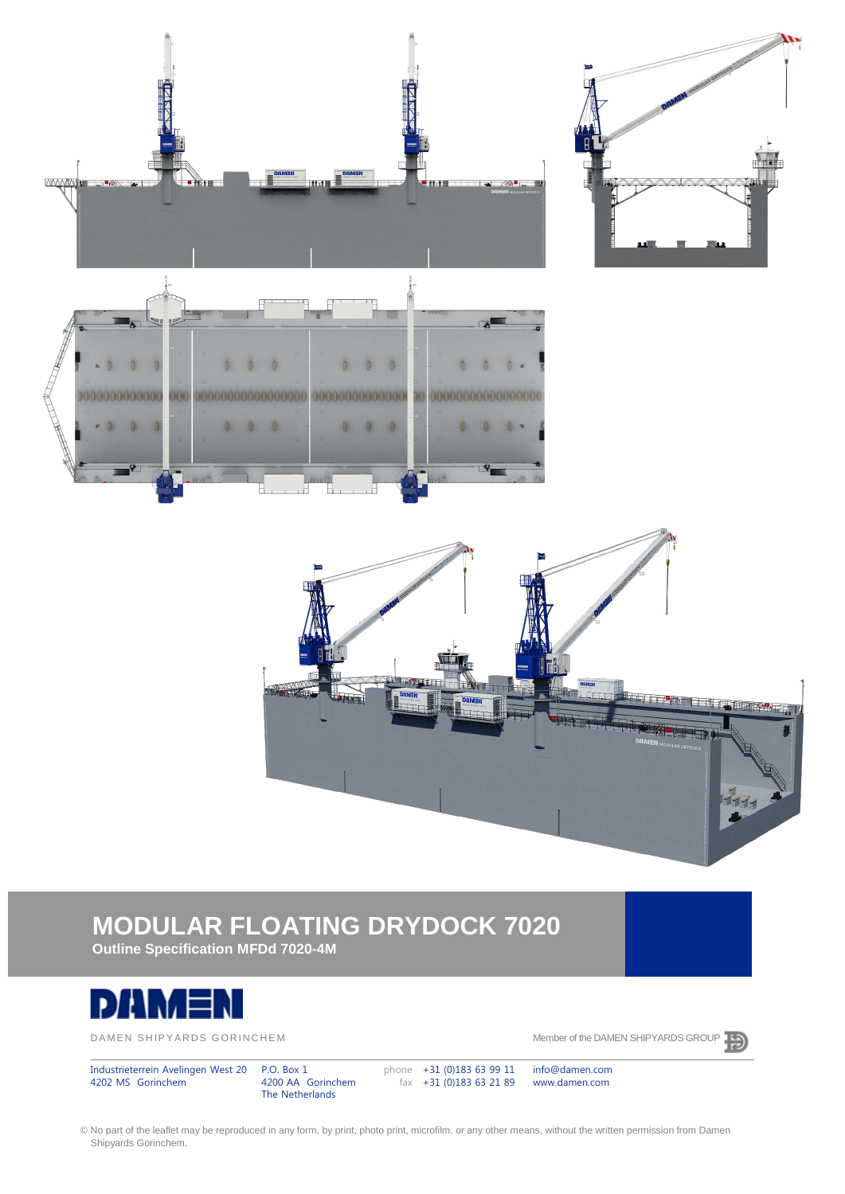# MODULAR FLOATING DRYDOCK 7020

**Outline Specification MFDd 7020-4M**

DAMEN SHIPYARDS GORINCHEM

Member of the DAMEN SHIPYARDS GROUP

Industrieterrein Avelingen West 20
4202 MS Gorinchem

P.O. Box 1
4200 AA Gorinchem
The Netherlands

phone +31 (0)183 63 99 11
fax +31 (0)183 63 21 89

info@damen.com
www.damen.com

© No part of the leaflet may be reproduced in any form, by print, photo print, microfilm, or any other means, without the written permission from Damen Shipyards Gorinchem.